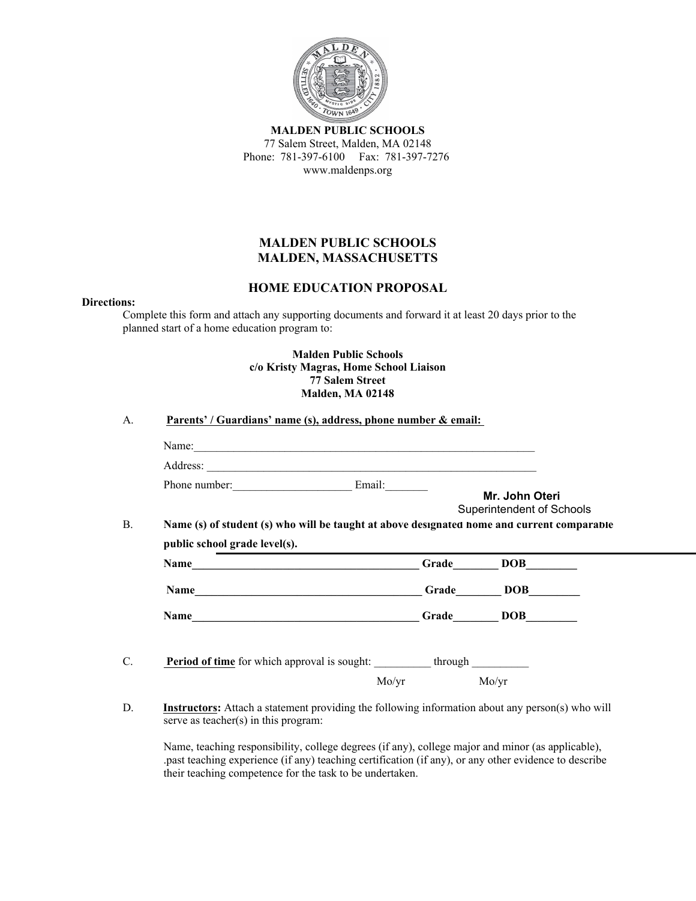**MALDEN PUBLIC SCHOOLS**
77 Salem Street, Malden, MA 02148
Phone: 781-397-6100 Fax: 781-397-7276
www.maldenps.org

## MALDEN PUBLIC SCHOOLS
## MALDEN, MASSACHUSETTS

## HOME EDUCATION PROPOSAL

**Directions:**

Complete this form and attach any supporting documents and forward it at least 20 days prior to the planned start of a home education program to:

**Malden Public Schools**
**c/o Kristy Magras, Home School Liaison**
**77 Salem Street**
**Malden, MA 02148**

A. **Parents' / Guardians' name (s), address, phone number & email:**

Name:_______________________________________________________________

Address: _____________________________________________________________

Phone number:_____________________ Email:________

**Mr. John Oteri**
Superintendent of Schools

B. **Name (s) of student (s) who will be taught at above designated home and current comparable public school grade level(s).**

**Name**__________________________________________ **Grade**________ **DOB**_________

**Name**__________________________________________ **Grade**________ **DOB**_________

**Name**__________________________________________ **Grade**________ **DOB**_________

C. **Period of time** for which approval is sought: __________ through __________
Mo/yr Mo/yr

D. **Instructors:** Attach a statement providing the following information about any person(s) who will serve as teacher(s) in this program:

Name, teaching responsibility, college degrees (if any), college major and minor (as applicable), .past teaching experience (if any) teaching certification (if any), or any other evidence to describe their teaching competence for the task to be undertaken.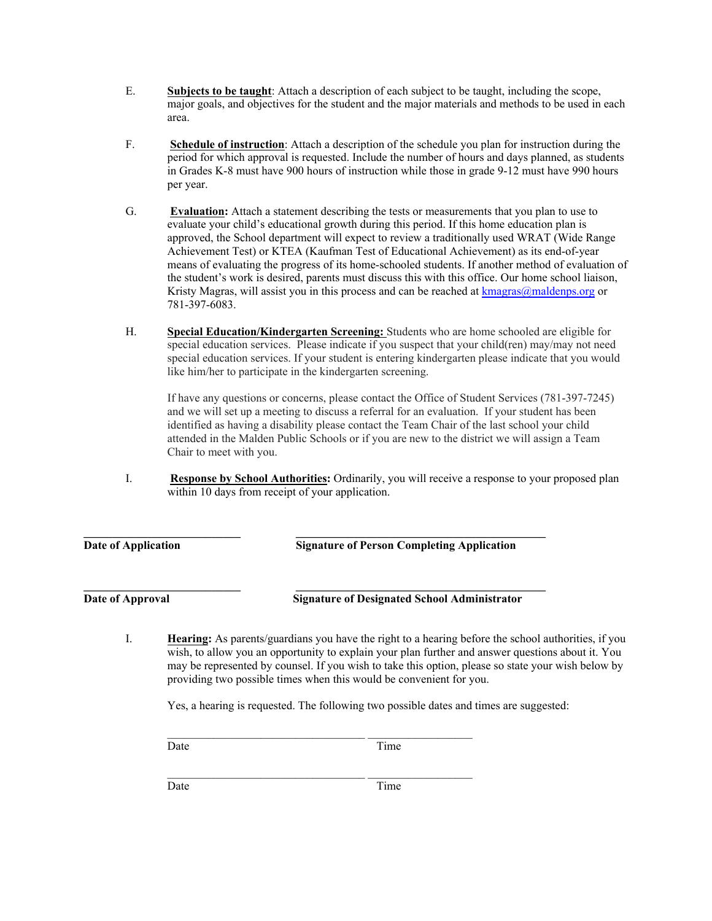E. **Subjects to be taught**: Attach a description of each subject to be taught, including the scope, major goals, and objectives for the student and the major materials and methods to be used in each area.

F. **Schedule of instruction**: Attach a description of the schedule you plan for instruction during the period for which approval is requested. Include the number of hours and days planned, as students in Grades K-8 must have 900 hours of instruction while those in grade 9-12 must have 990 hours per year.

G. **Evaluation:** Attach a statement describing the tests or measurements that you plan to use to evaluate your child's educational growth during this period. If this home education plan is approved, the School department will expect to review a traditionally used WRAT (Wide Range Achievement Test) or KTEA (Kaufman Test of Educational Achievement) as its end-of-year means of evaluating the progress of its home-schooled students. If another method of evaluation of the student's work is desired, parents must discuss this with this office. Our home school liaison, Kristy Magras, will assist you in this process and can be reached at kmagras@maldenps.org or 781-397-6083.

H. **Special Education/Kindergarten Screening:** Students who are home schooled are eligible for special education services. Please indicate if you suspect that your child(ren) may/may not need special education services. If your student is entering kindergarten please indicate that you would like him/her to participate in the kindergarten screening.

If have any questions or concerns, please contact the Office of Student Services (781-397-7245) and we will set up a meeting to discuss a referral for an evaluation. If your student has been identified as having a disability please contact the Team Chair of the last school your child attended in the Malden Public Schools or if you are new to the district we will assign a Team Chair to meet with you.

I. **Response by School Authorities:** Ordinarily, you will receive a response to your proposed plan within 10 days from receipt of your application.

\_\_\_\_\_\_\_\_\_\_\_\_\_\_\_\_\_\_\_\_\_\_\_\_ \_\_\_\_\_\_\_\_\_\_\_\_\_\_\_\_\_\_\_\_\_\_\_\_\_\_\_\_\_\_\_\_\_\_\_\_\_\_

**Date of Application** **Signature of Person Completing Application**

\_\_\_\_\_\_\_\_\_\_\_\_\_\_\_\_\_\_\_\_\_\_\_\_ \_\_\_\_\_\_\_\_\_\_\_\_\_\_\_\_\_\_\_\_\_\_\_\_\_\_\_\_\_\_\_\_\_\_\_\_\_\_

**Date of Approval** **Signature of Designated School Administrator**

I. **Hearing:** As parents/guardians you have the right to a hearing before the school authorities, if you wish, to allow you an opportunity to explain your plan further and answer questions about it. You may be represented by counsel. If you wish to take this option, please so state your wish below by providing two possible times when this would be convenient for you.

Yes, a hearing is requested. The following two possible dates and times are suggested:

\_\_\_\_\_\_\_\_\_\_\_\_\_\_\_\_\_\_\_\_\_\_\_\_\_\_\_\_\_\_\_\_ \_\_\_\_\_\_\_\_\_\_\_\_\_\_\_\_

Date Time

\_\_\_\_\_\_\_\_\_\_\_\_\_\_\_\_\_\_\_\_\_\_\_\_\_\_\_\_\_\_\_\_ \_\_\_\_\_\_\_\_\_\_\_\_\_\_\_\_

Date Time